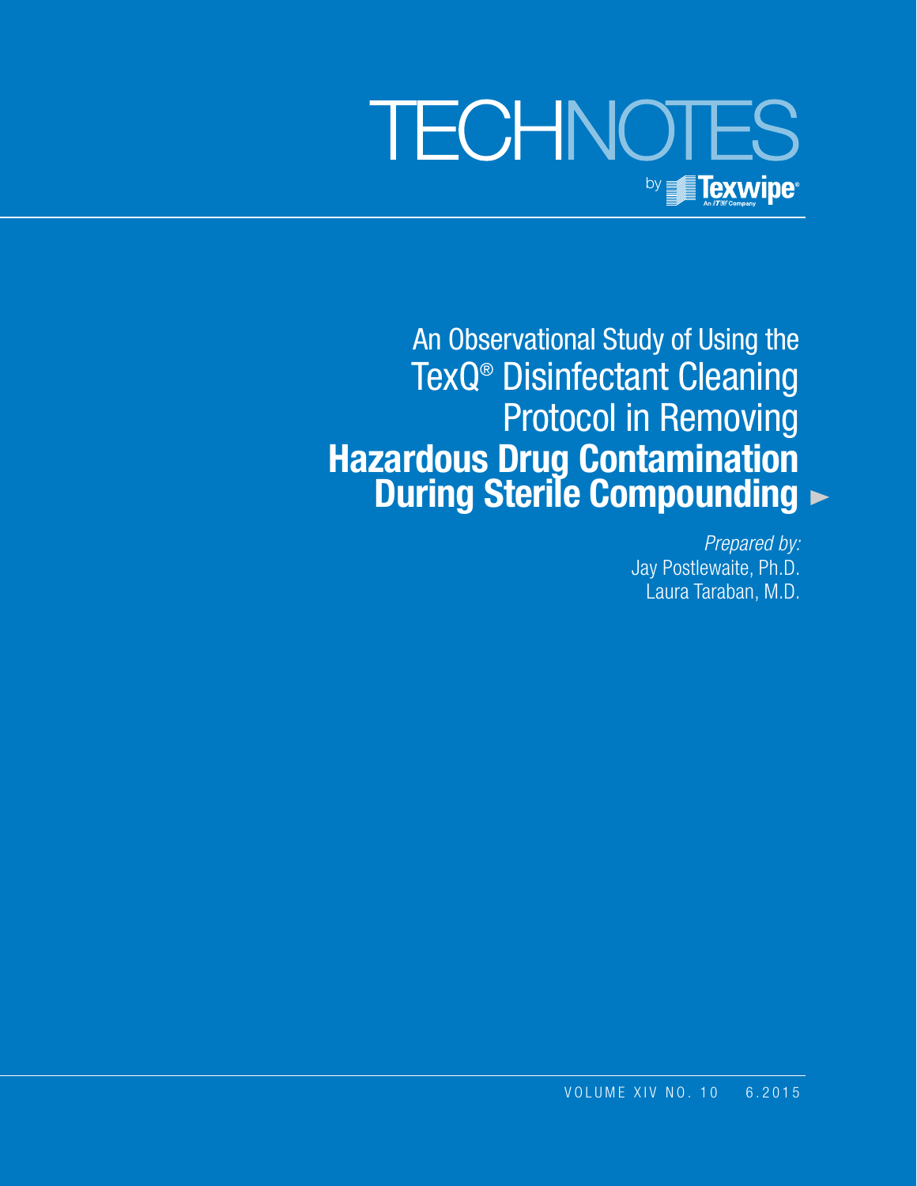# TECHNOTES

by Texwipe®
An ITW Company

## An Observational Study of Using the TexQ® Disinfectant Cleaning Protocol in Removing **Hazardous Drug Contamination During Sterile Compounding**

*Prepared by:*
Jay Postlewaite, Ph.D.
Laura Taraban, M.D.

VOLUME XIV NO. 10 6.2015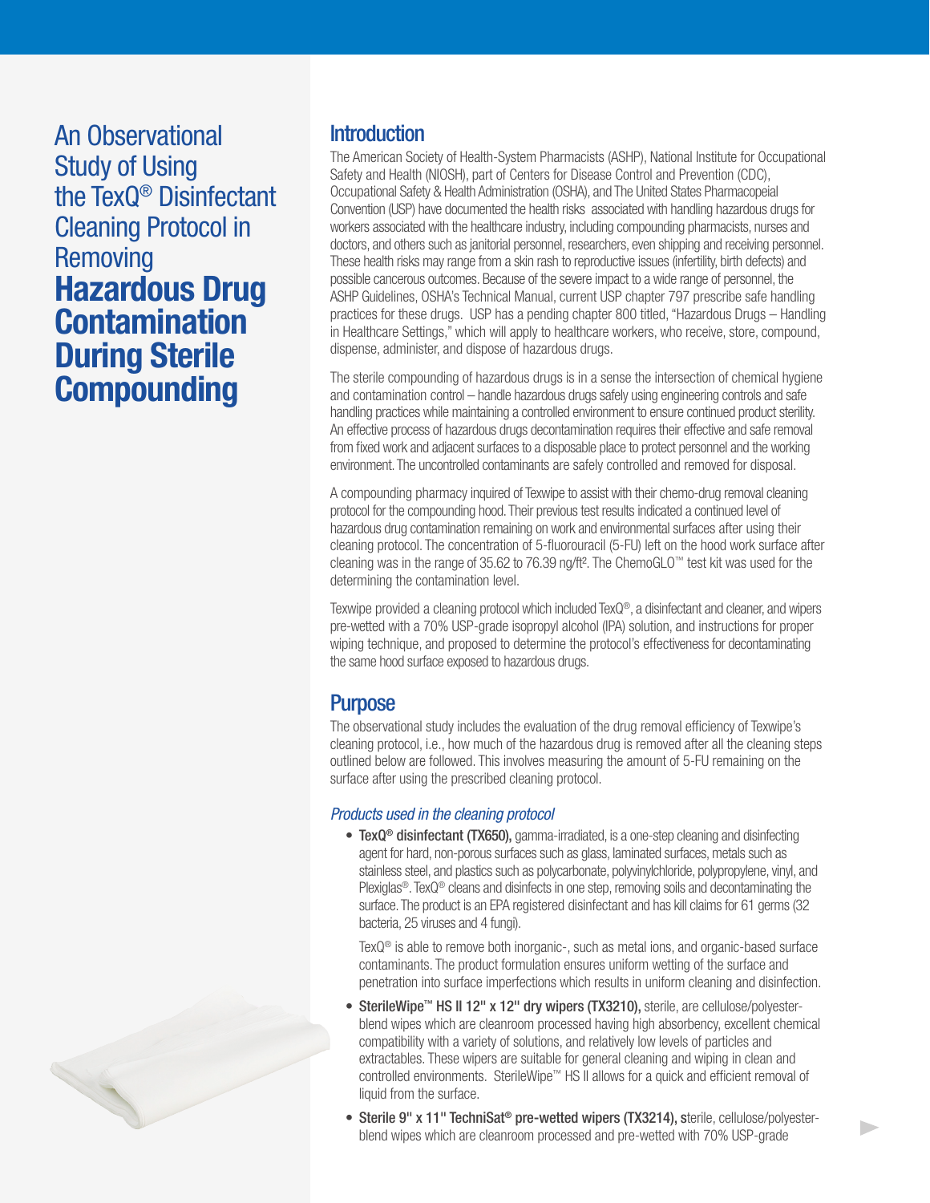# An Observational Study of Using the TexQ® Disinfectant Cleaning Protocol in Removing **Hazardous Drug Contamination During Sterile Compounding**

## Introduction

The American Society of Health-System Pharmacists (ASHP), National Institute for Occupational Safety and Health (NIOSH), part of Centers for Disease Control and Prevention (CDC), Occupational Safety & Health Administration (OSHA), and The United States Pharmacopeial Convention (USP) have documented the health risks associated with handling hazardous drugs for workers associated with the healthcare industry, including compounding pharmacists, nurses and doctors, and others such as janitorial personnel, researchers, even shipping and receiving personnel. These health risks may range from a skin rash to reproductive issues (infertility, birth defects) and possible cancerous outcomes. Because of the severe impact to a wide range of personnel, the ASHP Guidelines, OSHA's Technical Manual, current USP chapter 797 prescribe safe handling practices for these drugs. USP has a pending chapter 800 titled, "Hazardous Drugs – Handling in Healthcare Settings," which will apply to healthcare workers, who receive, store, compound, dispense, administer, and dispose of hazardous drugs.

The sterile compounding of hazardous drugs is in a sense the intersection of chemical hygiene and contamination control – handle hazardous drugs safely using engineering controls and safe handling practices while maintaining a controlled environment to ensure continued product sterility. An effective process of hazardous drugs decontamination requires their effective and safe removal from fixed work and adjacent surfaces to a disposable place to protect personnel and the working environment. The uncontrolled contaminants are safely controlled and removed for disposal.

A compounding pharmacy inquired of Texwipe to assist with their chemo-drug removal cleaning protocol for the compounding hood. Their previous test results indicated a continued level of hazardous drug contamination remaining on work and environmental surfaces after using their cleaning protocol. The concentration of 5-fluorouracil (5-FU) left on the hood work surface after cleaning was in the range of 35.62 to 76.39 ng/ft². The ChemoGLO™ test kit was used for the determining the contamination level.

Texwipe provided a cleaning protocol which included TexQ®, a disinfectant and cleaner, and wipers pre-wetted with a 70% USP-grade isopropyl alcohol (IPA) solution, and instructions for proper wiping technique, and proposed to determine the protocol's effectiveness for decontaminating the same hood surface exposed to hazardous drugs.

## Purpose

The observational study includes the evaluation of the drug removal efficiency of Texwipe's cleaning protocol, i.e., how much of the hazardous drug is removed after all the cleaning steps outlined below are followed. This involves measuring the amount of 5-FU remaining on the surface after using the prescribed cleaning protocol.

### *Products used in the cleaning protocol*

- **TexQ® disinfectant (TX650),** gamma-irradiated, is a one-step cleaning and disinfecting agent for hard, non-porous surfaces such as glass, laminated surfaces, metals such as stainless steel, and plastics such as polycarbonate, polyvinylchloride, polypropylene, vinyl, and Plexiglas®. TexQ® cleans and disinfects in one step, removing soils and decontaminating the surface. The product is an EPA registered disinfectant and has kill claims for 61 germs (32 bacteria, 25 viruses and 4 fungi).

  TexQ® is able to remove both inorganic-, such as metal ions, and organic-based surface contaminants. The product formulation ensures uniform wetting of the surface and penetration into surface imperfections which results in uniform cleaning and disinfection.

- **SterileWipe™ HS II 12" x 12" dry wipers (TX3210),** sterile, are cellulose/polyester-blend wipes which are cleanroom processed having high absorbency, excellent chemical compatibility with a variety of solutions, and relatively low levels of particles and extractables. These wipers are suitable for general cleaning and wiping in clean and controlled environments. SterileWipe™ HS II allows for a quick and efficient removal of liquid from the surface.

- **Sterile 9" x 11" TechniSat® pre-wetted wipers (TX3214),** sterile, cellulose/polyester-blend wipes which are cleanroom processed and pre-wetted with 70% USP-grade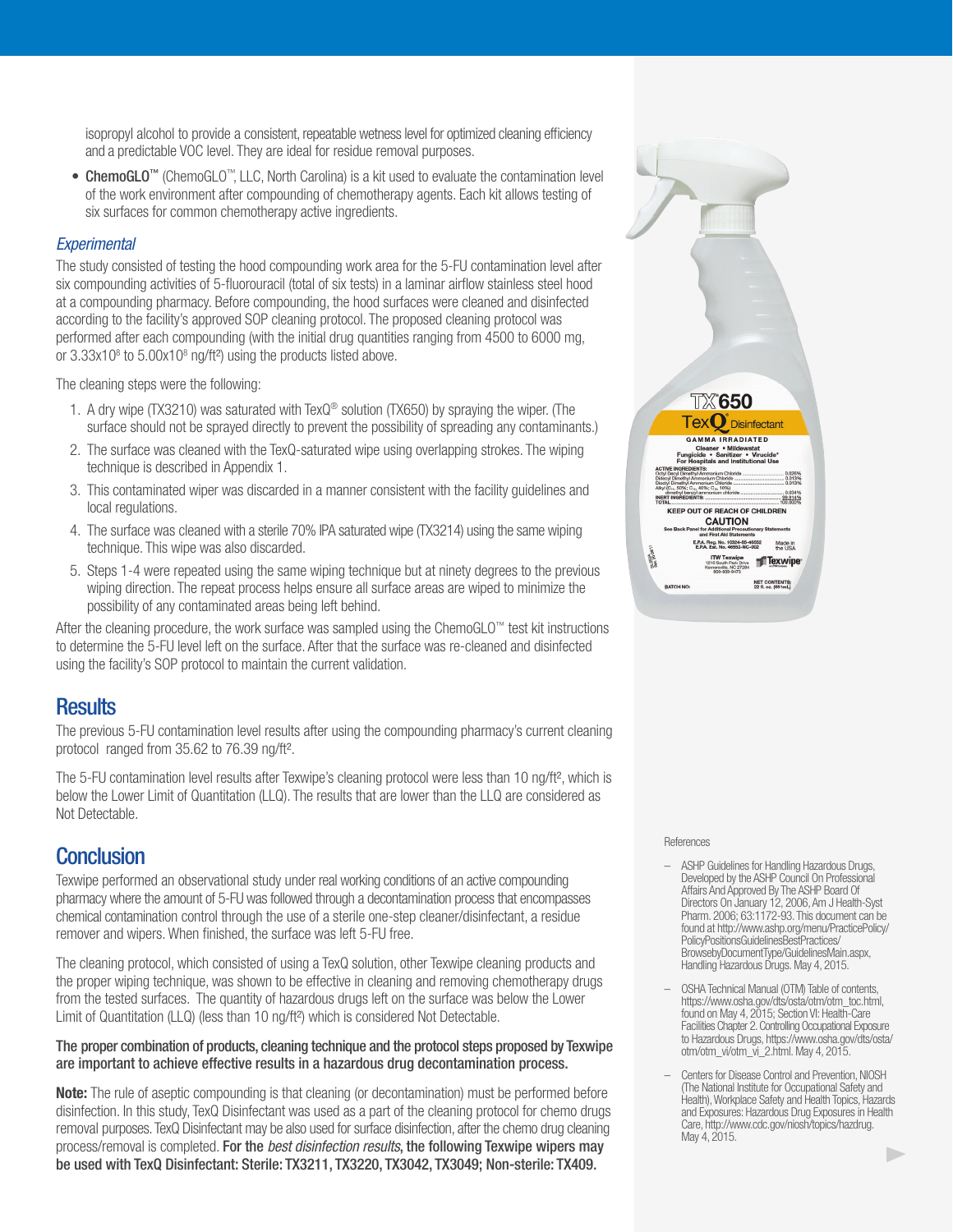isopropyl alcohol to provide a consistent, repeatable wetness level for optimized cleaning efficiency and a predictable VOC level. They are ideal for residue removal purposes.

- **ChemoGLO™** (ChemoGLO™, LLC, North Carolina) is a kit used to evaluate the contamination level of the work environment after compounding of chemotherapy agents. Each kit allows testing of six surfaces for common chemotherapy active ingredients.

### *Experimental*

The study consisted of testing the hood compounding work area for the 5-FU contamination level after six compounding activities of 5-fluorouracil (total of six tests) in a laminar airflow stainless steel hood at a compounding pharmacy. Before compounding, the hood surfaces were cleaned and disinfected according to the facility's approved SOP cleaning protocol. The proposed cleaning protocol was performed after each compounding (with the initial drug quantities ranging from 4500 to 6000 mg, or $3.33x10^8$ to $5.00x10^8$ ng/ft²) using the products listed above.

The cleaning steps were the following:

1. A dry wipe (TX3210) was saturated with TexQ® solution (TX650) by spraying the wiper. (The surface should not be sprayed directly to prevent the possibility of spreading any contaminants.)
2. The surface was cleaned with the TexQ-saturated wipe using overlapping strokes. The wiping technique is described in Appendix 1.
3. This contaminated wiper was discarded in a manner consistent with the facility guidelines and local regulations.
4. The surface was cleaned with a sterile 70% IPA saturated wipe (TX3214) using the same wiping technique. This wipe was also discarded.
5. Steps 1-4 were repeated using the same wiping technique but at ninety degrees to the previous wiping direction. The repeat process helps ensure all surface areas are wiped to minimize the possibility of any contaminated areas being left behind.

After the cleaning procedure, the work surface was sampled using the ChemoGLO™ test kit instructions to determine the 5-FU level left on the surface. After that the surface was re-cleaned and disinfected using the facility's SOP protocol to maintain the current validation.

## Results

The previous 5-FU contamination level results after using the compounding pharmacy's current cleaning protocol ranged from 35.62 to 76.39 ng/ft².

The 5-FU contamination level results after Texwipe's cleaning protocol were less than 10 ng/ft², which is below the Lower Limit of Quantitation (LLQ). The results that are lower than the LLQ are considered as Not Detectable.

## Conclusion

Texwipe performed an observational study under real working conditions of an active compounding pharmacy where the amount of 5-FU was followed through a decontamination process that encompasses chemical contamination control through the use of a sterile one-step cleaner/disinfectant, a residue remover and wipers. When finished, the surface was left 5-FU free.

The cleaning protocol, which consisted of using a TexQ solution, other Texwipe cleaning products and the proper wiping technique, was shown to be effective in cleaning and removing chemotherapy drugs from the tested surfaces. The quantity of hazardous drugs left on the surface was below the Lower Limit of Quantitation (LLQ) (less than 10 ng/ft²) which is considered Not Detectable.

**The proper combination of products, cleaning technique and the protocol steps proposed by Texwipe are important to achieve effective results in a hazardous drug decontamination process.**

**Note:** The rule of aseptic compounding is that cleaning (or decontamination) must be performed before disinfection. In this study, TexQ Disinfectant was used as a part of the cleaning protocol for chemo drugs removal purposes. TexQ Disinfectant may be also used for surface disinfection, after the chemo drug cleaning process/removal is completed. **For the *best disinfection results*, the following Texwipe wipers may be used with TexQ Disinfectant: Sterile: TX3211, TX3220, TX3042, TX3049; Non-sterile: TX409.**

References

- ASHP Guidelines for Handling Hazardous Drugs, Developed by the ASHP Council On Professional Affairs And Approved By The ASHP Board Of Directors On January 12, 2006, Am J Health-Syst Pharm. 2006; 63:1172-93. This document can be found at http://www.ashp.org/menu/PracticePolicy/PolicyPositionsGuidelinesBestPractices/BrowsebyDocumentType/GuidelinesMain.aspx, Handling Hazardous Drugs. May 4, 2015.
- OSHA Technical Manual (OTM) Table of contents, https://www.osha.gov/dts/osta/otm/otm_toc.html, found on May 4, 2015; Section VI: Health-Care Facilities Chapter 2. Controlling Occupational Exposure to Hazardous Drugs, https://www.osha.gov/dts/osta/otm/otm_vi/otm_vi_2.html. May 4, 2015.
- Centers for Disease Control and Prevention, NIOSH (The National Institute for Occupational Safety and Health), Workplace Safety and Health Topics, Hazards and Exposures: Hazardous Drug Exposures in Health Care, http://www.cdc.gov/niosh/topics/hazdrug. May 4, 2015.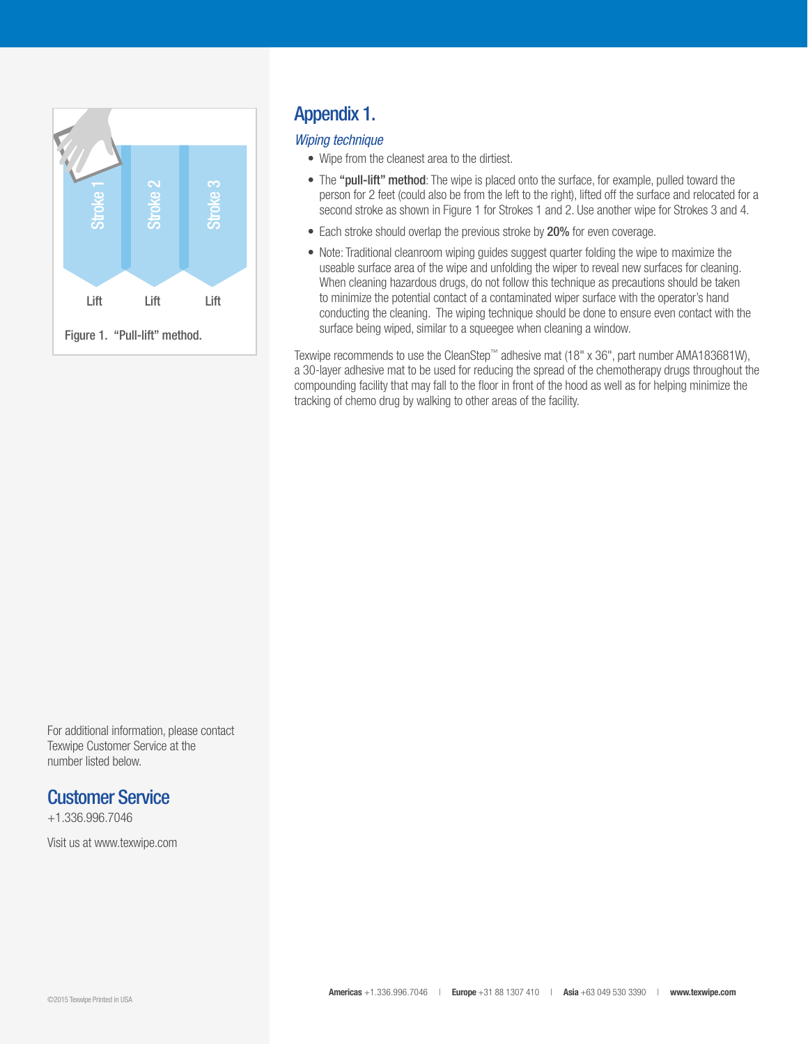Stroke 1
Stroke 2
Stroke 3
Lift
Lift
Lift

Figure 1. "Pull-lift" method.

# Appendix 1.

## *Wiping technique*

- Wipe from the cleanest area to the dirtiest.
- The **"pull-lift" method**: The wipe is placed onto the surface, for example, pulled toward the person for 2 feet (could also be from the left to the right), lifted off the surface and relocated for a second stroke as shown in Figure 1 for Strokes 1 and 2. Use another wipe for Strokes 3 and 4.
- Each stroke should overlap the previous stroke by **20%** for even coverage.
- Note: Traditional cleanroom wiping guides suggest quarter folding the wipe to maximize the useable surface area of the wipe and unfolding the wiper to reveal new surfaces for cleaning. When cleaning hazardous drugs, do not follow this technique as precautions should be taken to minimize the potential contact of a contaminated wiper surface with the operator's hand conducting the cleaning. The wiping technique should be done to ensure even contact with the surface being wiped, similar to a squeegee when cleaning a window.

Texwipe recommends to use the CleanStep™ adhesive mat (18" x 36", part number AMA183681W), a 30-layer adhesive mat to be used for reducing the spread of the chemotherapy drugs throughout the compounding facility that may fall to the floor in front of the hood as well as for helping minimize the tracking of chemo drug by walking to other areas of the facility.

For additional information, please contact Texwipe Customer Service at the number listed below.

## Customer Service

+1.336.996.7046

Visit us at www.texwipe.com

©2015 Texwipe Printed in USA

**Americas** +1.336.996.7046 | **Europe** +31 88 1307 410 | **Asia** +63 049 530 3390 | **www.texwipe.com**